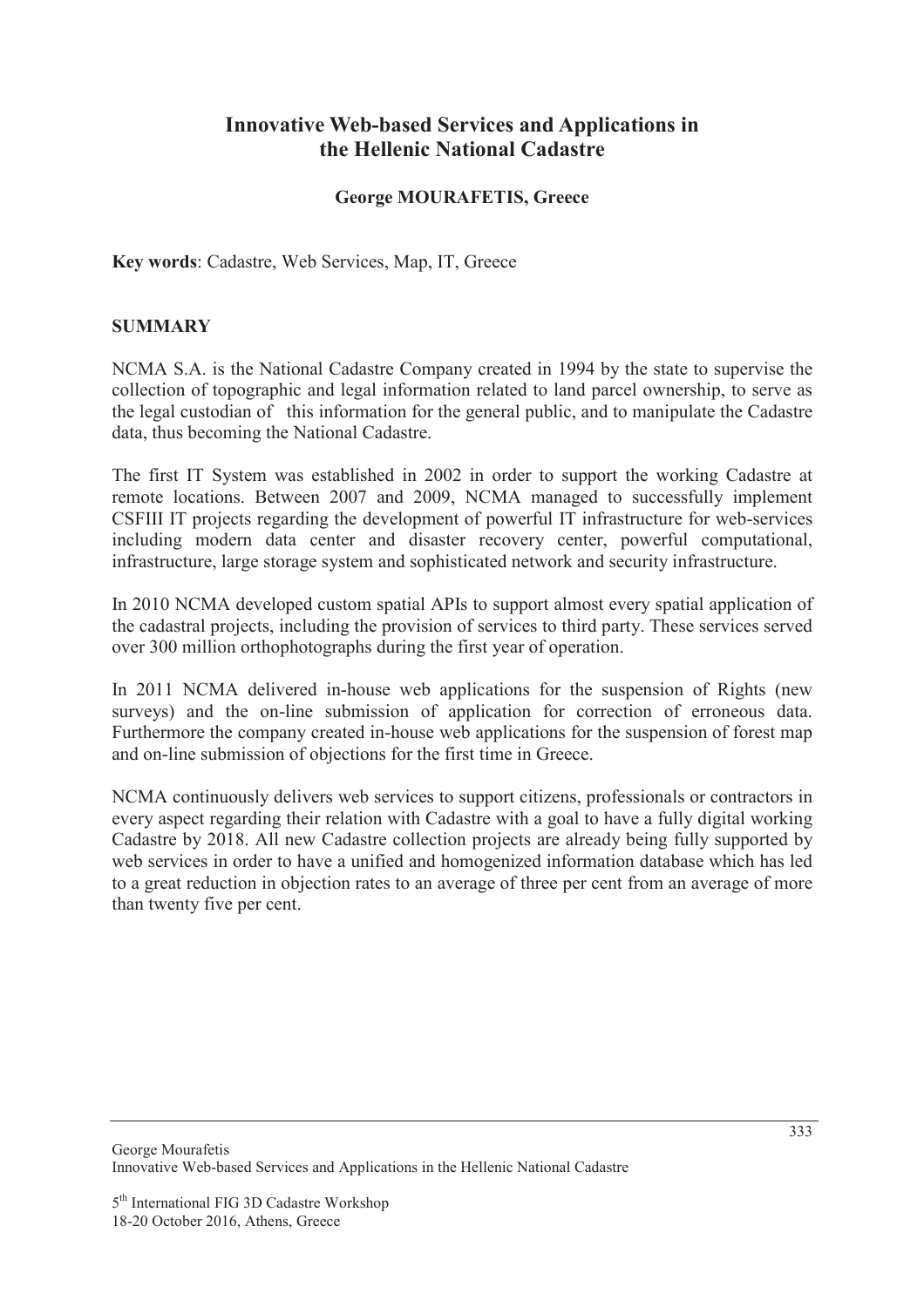# Innovative Web-based Services and Applications in the Hellenic National Cadastre

**George MOURAFETIS, Greece**

**Key words**: Cadastre, Web Services, Map, IT, Greece

## SUMMARY

NCMA S.A. is the National Cadastre Company created in 1994 by the state to supervise the collection of topographic and legal information related to land parcel ownership, to serve as the legal custodian of this information for the general public, and to manipulate the Cadastre data, thus becoming the National Cadastre.

The first IT System was established in 2002 in order to support the working Cadastre at remote locations. Between 2007 and 2009, NCMA managed to successfully implement CSFIII IT projects regarding the development of powerful IT infrastructure for web-services including modern data center and disaster recovery center, powerful computational, infrastructure, large storage system and sophisticated network and security infrastructure.

In 2010 NCMA developed custom spatial APIs to support almost every spatial application of the cadastral projects, including the provision of services to third party. These services served over 300 million orthophotographs during the first year of operation.

In 2011 NCMA delivered in-house web applications for the suspension of Rights (new surveys) and the on-line submission of application for correction of erroneous data. Furthermore the company created in-house web applications for the suspension of forest map and on-line submission of objections for the first time in Greece.

NCMA continuously delivers web services to support citizens, professionals or contractors in every aspect regarding their relation with Cadastre with a goal to have a fully digital working Cadastre by 2018. All new Cadastre collection projects are already being fully supported by web services in order to have a unified and homogenized information database which has led to a great reduction in objection rates to an average of three per cent from an average of more than twenty five per cent.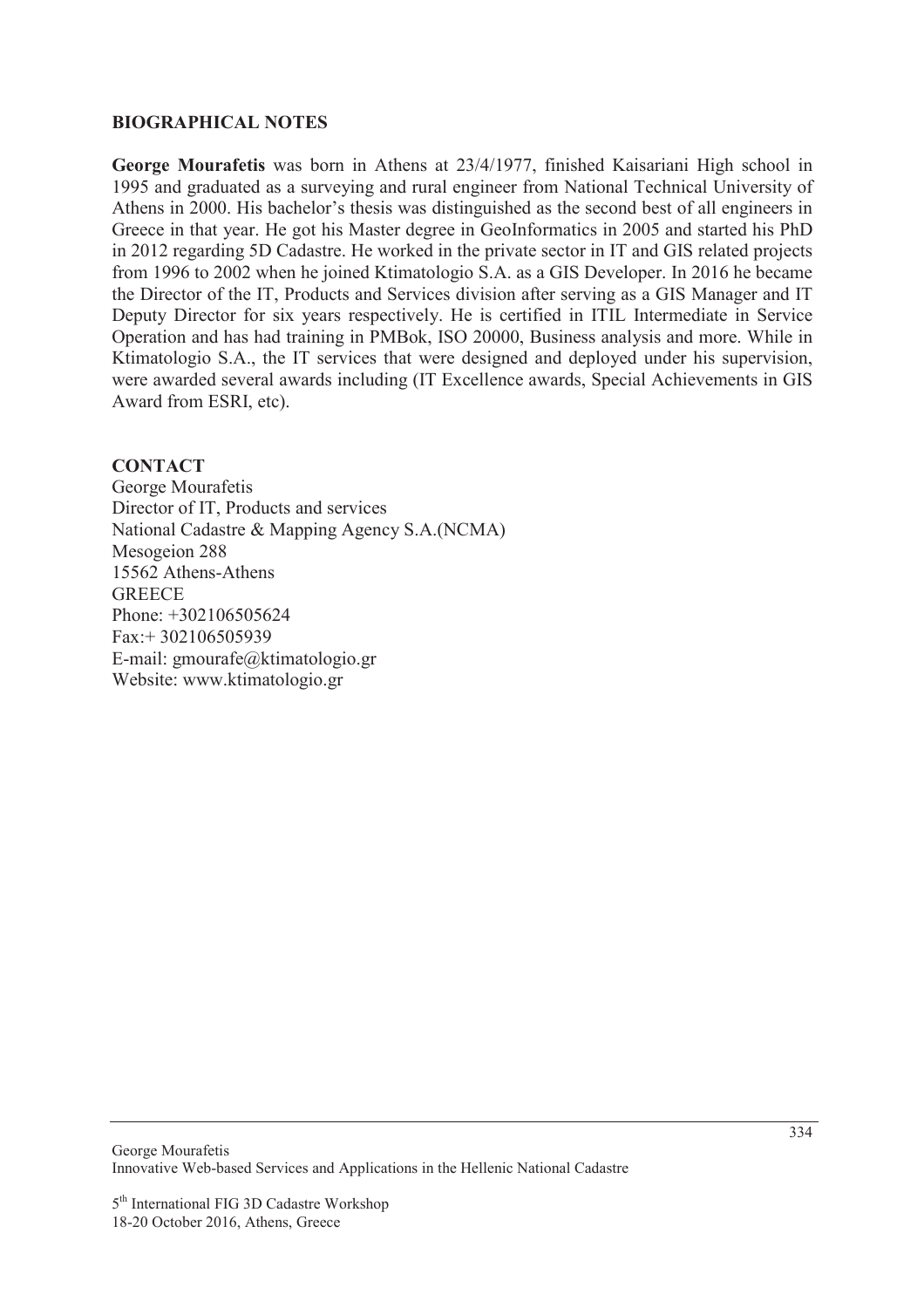## BIOGRAPHICAL NOTES

**George Mourafetis** was born in Athens at 23/4/1977, finished Kaisariani High school in 1995 and graduated as a surveying and rural engineer from National Technical University of Athens in 2000. His bachelor's thesis was distinguished as the second best of all engineers in Greece in that year. He got his Master degree in GeoInformatics in 2005 and started his PhD in 2012 regarding 5D Cadastre. He worked in the private sector in IT and GIS related projects from 1996 to 2002 when he joined Ktimatologio S.A. as a GIS Developer. In 2016 he became the Director of the IT, Products and Services division after serving as a GIS Manager and IT Deputy Director for six years respectively. He is certified in ITIL Intermediate in Service Operation and has had training in PMBok, ISO 20000, Business analysis and more. While in Ktimatologio S.A., the IT services that were designed and deployed under his supervision, were awarded several awards including (IT Excellence awards, Special Achievements in GIS Award from ESRI, etc).

## CONTACT

George Mourafetis
Director of IT, Products and services
National Cadastre & Mapping Agency S.A.(NCMA)
Mesogeion 288
15562 Athens-Athens
GREECE
Phone: +302106505624
Fax:+ 302106505939
E-mail: gmourafe@ktimatologio.gr
Website: www.ktimatologio.gr